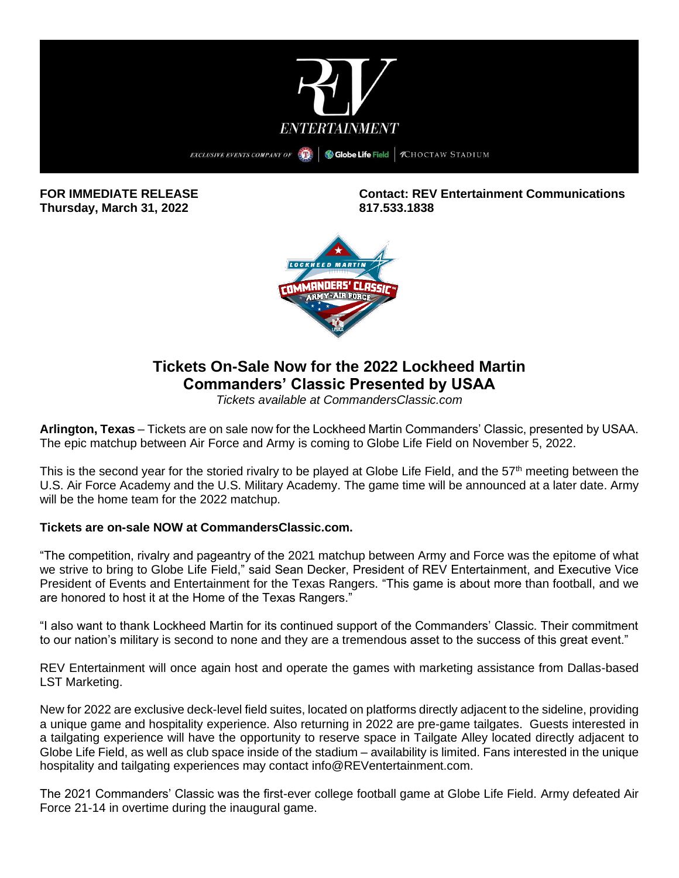**FOR IMMEDIATE RELEASE**
**Thursday, March 31, 2022**

**Contact: REV Entertainment Communications**
**817.533.1838**

# Tickets On-Sale Now for the 2022 Lockheed Martin Commanders' Classic Presented by USAA

*Tickets available at CommandersClassic.com*

**Arlington, Texas** – Tickets are on sale now for the Lockheed Martin Commanders' Classic, presented by USAA. The epic matchup between Air Force and Army is coming to Globe Life Field on November 5, 2022.

This is the second year for the storied rivalry to be played at Globe Life Field, and the 57th meeting between the U.S. Air Force Academy and the U.S. Military Academy. The game time will be announced at a later date. Army will be the home team for the 2022 matchup.

**Tickets are on-sale NOW at CommandersClassic.com.**

"The competition, rivalry and pageantry of the 2021 matchup between Army and Force was the epitome of what we strive to bring to Globe Life Field," said Sean Decker, President of REV Entertainment, and Executive Vice President of Events and Entertainment for the Texas Rangers. "This game is about more than football, and we are honored to host it at the Home of the Texas Rangers."

"I also want to thank Lockheed Martin for its continued support of the Commanders' Classic. Their commitment to our nation's military is second to none and they are a tremendous asset to the success of this great event."

REV Entertainment will once again host and operate the games with marketing assistance from Dallas-based LST Marketing.

New for 2022 are exclusive deck-level field suites, located on platforms directly adjacent to the sideline, providing a unique game and hospitality experience. Also returning in 2022 are pre-game tailgates. Guests interested in a tailgating experience will have the opportunity to reserve space in Tailgate Alley located directly adjacent to Globe Life Field, as well as club space inside of the stadium – availability is limited. Fans interested in the unique hospitality and tailgating experiences may contact info@REVentertainment.com.

The 2021 Commanders' Classic was the first-ever college football game at Globe Life Field. Army defeated Air Force 21-14 in overtime during the inaugural game.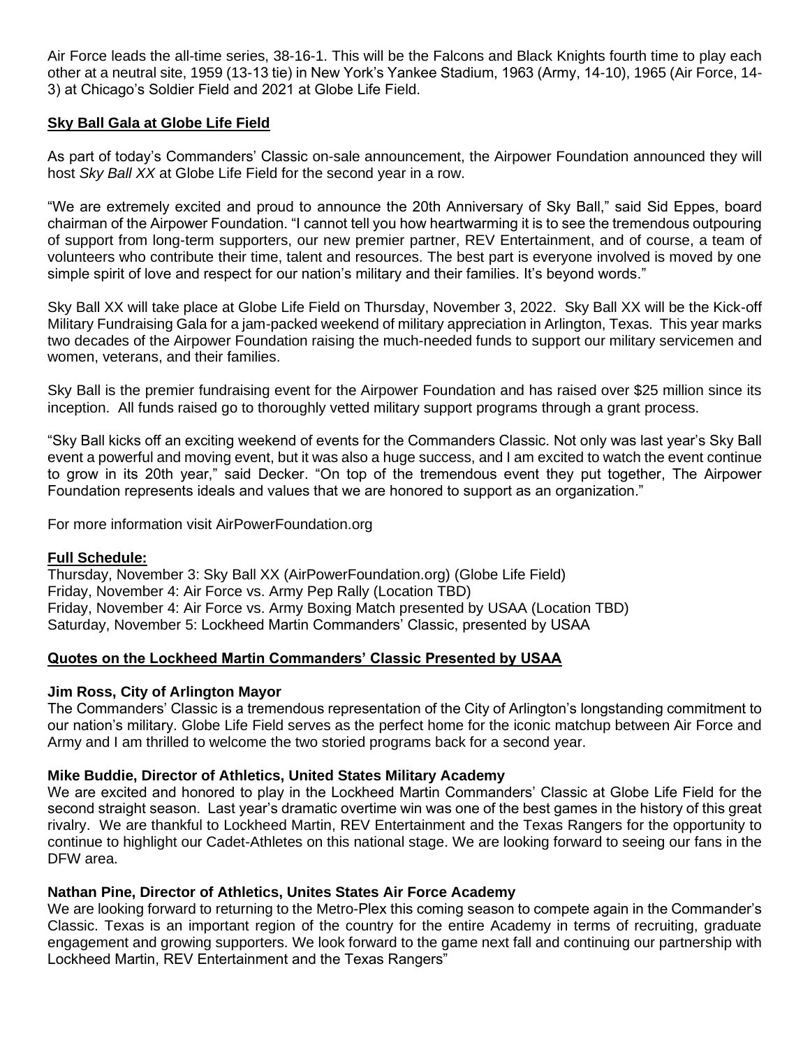Air Force leads the all-time series, 38-16-1. This will be the Falcons and Black Knights fourth time to play each other at a neutral site, 1959 (13-13 tie) in New York's Yankee Stadium, 1963 (Army, 14-10), 1965 (Air Force, 14-3) at Chicago's Soldier Field and 2021 at Globe Life Field.

## Sky Ball Gala at Globe Life Field

As part of today's Commanders' Classic on-sale announcement, the Airpower Foundation announced they will host *Sky Ball XX* at Globe Life Field for the second year in a row.

"We are extremely excited and proud to announce the 20th Anniversary of Sky Ball," said Sid Eppes, board chairman of the Airpower Foundation. "I cannot tell you how heartwarming it is to see the tremendous outpouring of support from long-term supporters, our new premier partner, REV Entertainment, and of course, a team of volunteers who contribute their time, talent and resources. The best part is everyone involved is moved by one simple spirit of love and respect for our nation's military and their families. It's beyond words."

Sky Ball XX will take place at Globe Life Field on Thursday, November 3, 2022. Sky Ball XX will be the Kick-off Military Fundraising Gala for a jam-packed weekend of military appreciation in Arlington, Texas. This year marks two decades of the Airpower Foundation raising the much-needed funds to support our military servicemen and women, veterans, and their families.

Sky Ball is the premier fundraising event for the Airpower Foundation and has raised over $25 million since its inception. All funds raised go to thoroughly vetted military support programs through a grant process.

"Sky Ball kicks off an exciting weekend of events for the Commanders Classic. Not only was last year's Sky Ball event a powerful and moving event, but it was also a huge success, and I am excited to watch the event continue to grow in its 20th year," said Decker. "On top of the tremendous event they put together, The Airpower Foundation represents ideals and values that we are honored to support as an organization."

For more information visit AirPowerFoundation.org

## Full Schedule:

Thursday, November 3: Sky Ball XX (AirPowerFoundation.org) (Globe Life Field)
Friday, November 4: Air Force vs. Army Pep Rally (Location TBD)
Friday, November 4: Air Force vs. Army Boxing Match presented by USAA (Location TBD)
Saturday, November 5: Lockheed Martin Commanders' Classic, presented by USAA

## Quotes on the Lockheed Martin Commanders' Classic Presented by USAA

**Jim Ross, City of Arlington Mayor**
The Commanders' Classic is a tremendous representation of the City of Arlington's longstanding commitment to our nation's military. Globe Life Field serves as the perfect home for the iconic matchup between Air Force and Army and I am thrilled to welcome the two storied programs back for a second year.

**Mike Buddie, Director of Athletics, United States Military Academy**
We are excited and honored to play in the Lockheed Martin Commanders' Classic at Globe Life Field for the second straight season. Last year's dramatic overtime win was one of the best games in the history of this great rivalry. We are thankful to Lockheed Martin, REV Entertainment and the Texas Rangers for the opportunity to continue to highlight our Cadet-Athletes on this national stage. We are looking forward to seeing our fans in the DFW area.

**Nathan Pine, Director of Athletics, Unites States Air Force Academy**
We are looking forward to returning to the Metro-Plex this coming season to compete again in the Commander's Classic. Texas is an important region of the country for the entire Academy in terms of recruiting, graduate engagement and growing supporters. We look forward to the game next fall and continuing our partnership with Lockheed Martin, REV Entertainment and the Texas Rangers"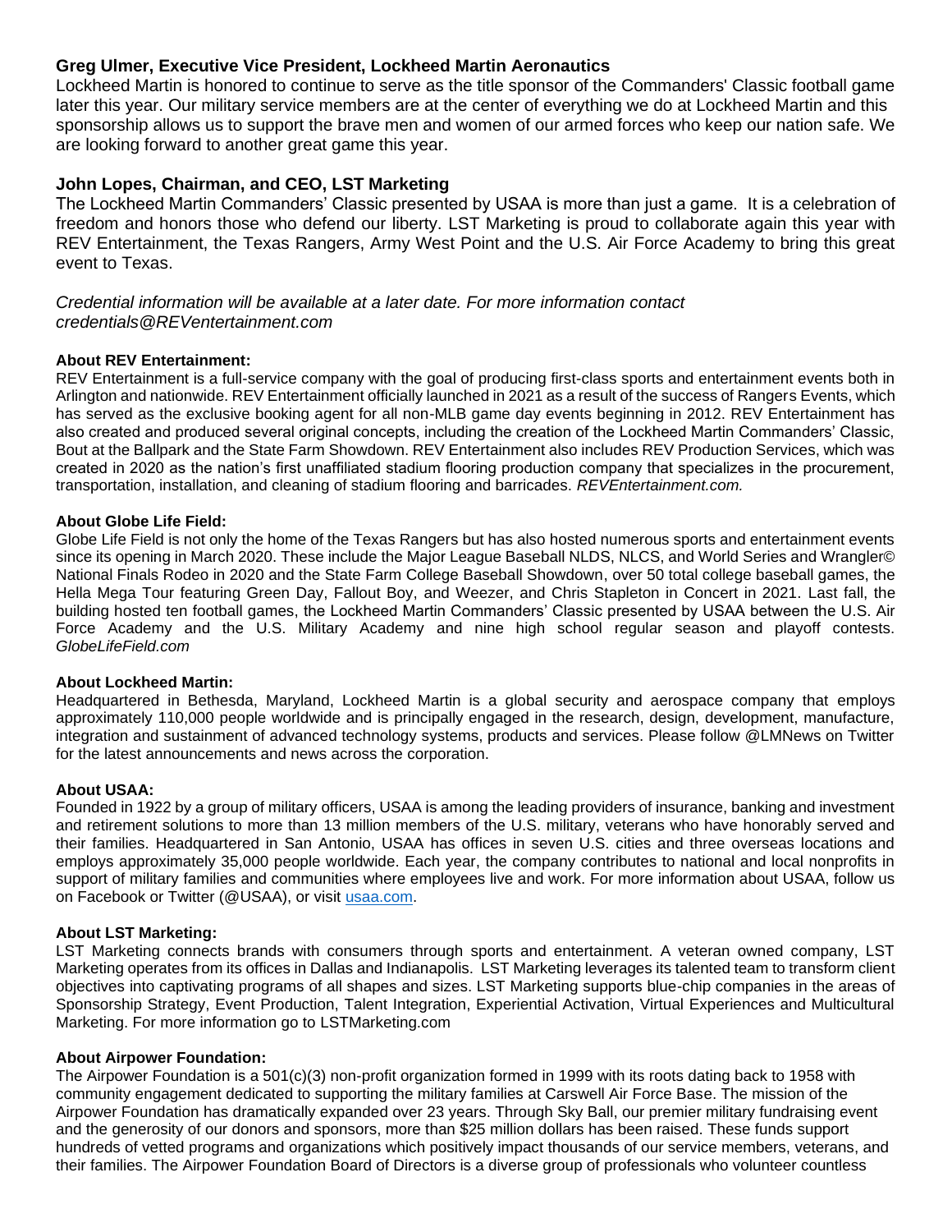**Greg Ulmer, Executive Vice President, Lockheed Martin Aeronautics**

Lockheed Martin is honored to continue to serve as the title sponsor of the Commanders' Classic football game later this year. Our military service members are at the center of everything we do at Lockheed Martin and this sponsorship allows us to support the brave men and women of our armed forces who keep our nation safe. We are looking forward to another great game this year.

**John Lopes, Chairman, and CEO, LST Marketing**

The Lockheed Martin Commanders' Classic presented by USAA is more than just a game. It is a celebration of freedom and honors those who defend our liberty. LST Marketing is proud to collaborate again this year with REV Entertainment, the Texas Rangers, Army West Point and the U.S. Air Force Academy to bring this great event to Texas.

*Credential information will be available at a later date. For more information contact credentials@REVentertainment.com*

**About REV Entertainment:**

REV Entertainment is a full-service company with the goal of producing first-class sports and entertainment events both in Arlington and nationwide. REV Entertainment officially launched in 2021 as a result of the success of Rangers Events, which has served as the exclusive booking agent for all non-MLB game day events beginning in 2012. REV Entertainment has also created and produced several original concepts, including the creation of the Lockheed Martin Commanders' Classic, Bout at the Ballpark and the State Farm Showdown. REV Entertainment also includes REV Production Services, which was created in 2020 as the nation's first unaffiliated stadium flooring production company that specializes in the procurement, transportation, installation, and cleaning of stadium flooring and barricades. *REVEntertainment.com.*

**About Globe Life Field:**

Globe Life Field is not only the home of the Texas Rangers but has also hosted numerous sports and entertainment events since its opening in March 2020. These include the Major League Baseball NLDS, NLCS, and World Series and Wrangler© National Finals Rodeo in 2020 and the State Farm College Baseball Showdown, over 50 total college baseball games, the Hella Mega Tour featuring Green Day, Fallout Boy, and Weezer, and Chris Stapleton in Concert in 2021. Last fall, the building hosted ten football games, the Lockheed Martin Commanders' Classic presented by USAA between the U.S. Air Force Academy and the U.S. Military Academy and nine high school regular season and playoff contests. *GlobeLifeField.com*

**About Lockheed Martin:**

Headquartered in Bethesda, Maryland, Lockheed Martin is a global security and aerospace company that employs approximately 110,000 people worldwide and is principally engaged in the research, design, development, manufacture, integration and sustainment of advanced technology systems, products and services. Please follow @LMNews on Twitter for the latest announcements and news across the corporation.

**About USAA:**

Founded in 1922 by a group of military officers, USAA is among the leading providers of insurance, banking and investment and retirement solutions to more than 13 million members of the U.S. military, veterans who have honorably served and their families. Headquartered in San Antonio, USAA has offices in seven U.S. cities and three overseas locations and employs approximately 35,000 people worldwide. Each year, the company contributes to national and local nonprofits in support of military families and communities where employees live and work. For more information about USAA, follow us on Facebook or Twitter (@USAA), or visit usaa.com.

**About LST Marketing:**

LST Marketing connects brands with consumers through sports and entertainment. A veteran owned company, LST Marketing operates from its offices in Dallas and Indianapolis. LST Marketing leverages its talented team to transform client objectives into captivating programs of all shapes and sizes. LST Marketing supports blue-chip companies in the areas of Sponsorship Strategy, Event Production, Talent Integration, Experiential Activation, Virtual Experiences and Multicultural Marketing. For more information go to LSTMarketing.com

**About Airpower Foundation:**

The Airpower Foundation is a 501(c)(3) non-profit organization formed in 1999 with its roots dating back to 1958 with community engagement dedicated to supporting the military families at Carswell Air Force Base. The mission of the Airpower Foundation has dramatically expanded over 23 years. Through Sky Ball, our premier military fundraising event and the generosity of our donors and sponsors, more than $25 million dollars has been raised. These funds support hundreds of vetted programs and organizations which positively impact thousands of our service members, veterans, and their families. The Airpower Foundation Board of Directors is a diverse group of professionals who volunteer countless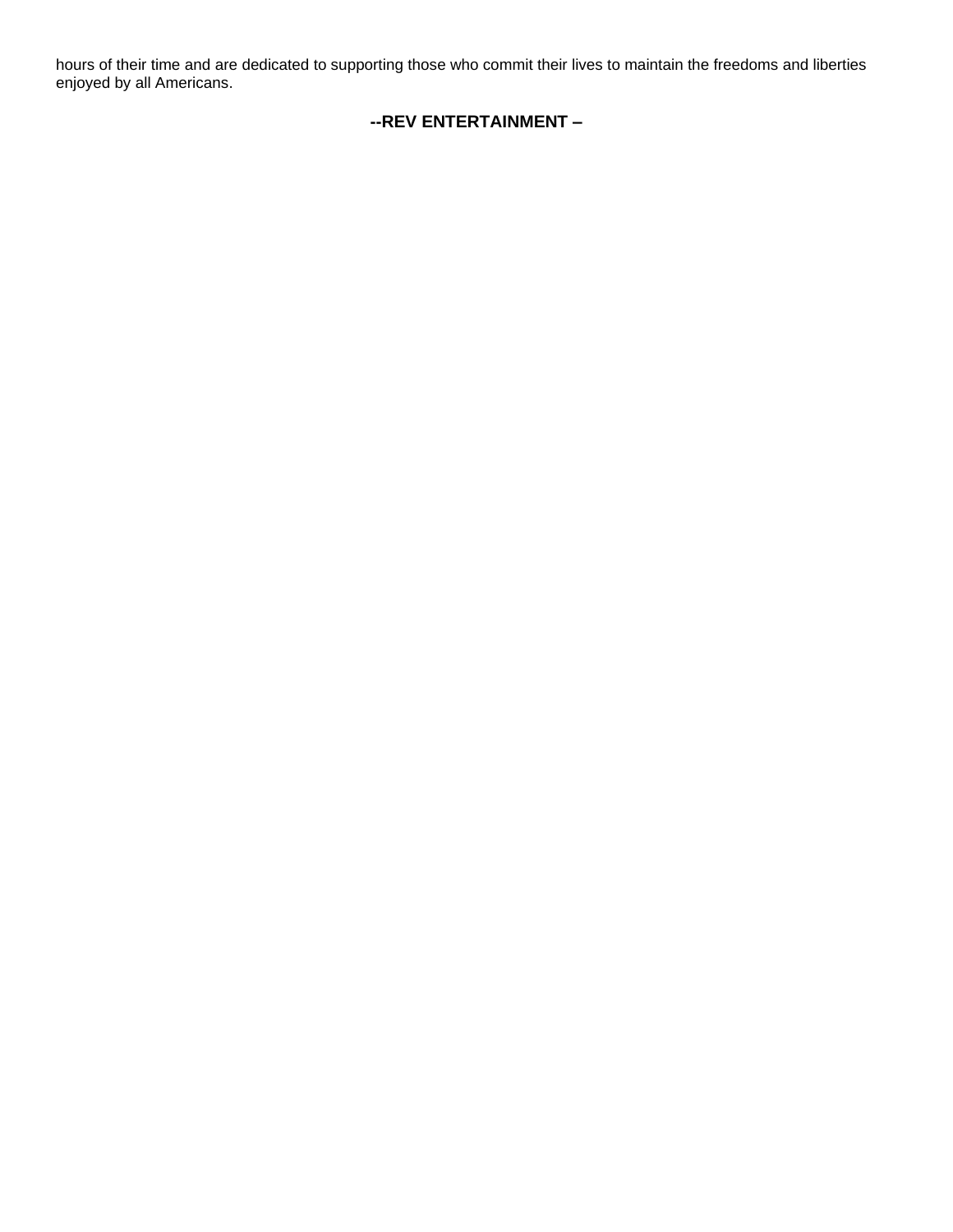hours of their time and are dedicated to supporting those who commit their lives to maintain the freedoms and liberties enjoyed by all Americans.

**--REV ENTERTAINMENT –**